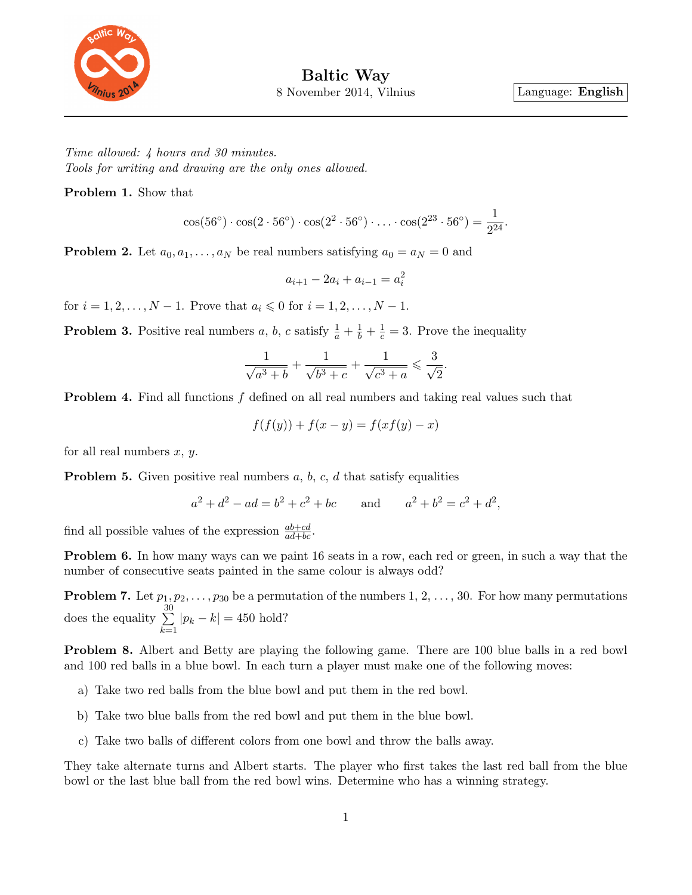# Baltic Way

8 November 2014, Vilnius

Language: **English**

---

*Time allowed: 4 hours and 30 minutes.*
*Tools for writing and drawing are the only ones allowed.*

**Problem 1.** Show that

$$\cos(56^\circ) \cdot \cos(2 \cdot 56^\circ) \cdot \cos(2^2 \cdot 56^\circ) \cdot \ldots \cdot \cos(2^{23} \cdot 56^\circ) = \frac{1}{2^{24}}.$$

**Problem 2.** Let $a_0, a_1, \ldots, a_N$ be real numbers satisfying $a_0 = a_N = 0$ and

$$a_{i+1} - 2a_i + a_{i-1} = a_i^2$$

for $i = 1, 2, \ldots, N-1$. Prove that $a_i \leqslant 0$ for $i = 1, 2, \ldots, N-1$.

**Problem 3.** Positive real numbers $a$, $b$, $c$ satisfy $\frac{1}{a} + \frac{1}{b} + \frac{1}{c} = 3$. Prove the inequality

$$\frac{1}{\sqrt{a^3+b}} + \frac{1}{\sqrt{b^3+c}} + \frac{1}{\sqrt{c^3+a}} \leqslant \frac{3}{\sqrt{2}}.$$

**Problem 4.** Find all functions $f$ defined on all real numbers and taking real values such that

$$f(f(y)) + f(x-y) = f(xf(y) - x)$$

for all real numbers $x$, $y$.

**Problem 5.** Given positive real numbers $a$, $b$, $c$, $d$ that satisfy equalities

$$a^2 + d^2 - ad = b^2 + c^2 + bc \qquad \text{and} \qquad a^2 + b^2 = c^2 + d^2,$$

find all possible values of the expression $\frac{ab+cd}{ad+bc}$.

**Problem 6.** In how many ways can we paint 16 seats in a row, each red or green, in such a way that the number of consecutive seats painted in the same colour is always odd?

**Problem 7.** Let $p_1, p_2, \ldots, p_{30}$ be a permutation of the numbers $1, 2, \ldots, 30$. For how many permutations does the equality $\sum_{k=1}^{30} |p_k - k| = 450$ hold?

**Problem 8.** Albert and Betty are playing the following game. There are 100 blue balls in a red bowl and 100 red balls in a blue bowl. In each turn a player must make one of the following moves:

a) Take two red balls from the blue bowl and put them in the red bowl.

b) Take two blue balls from the red bowl and put them in the blue bowl.

c) Take two balls of different colors from one bowl and throw the balls away.

They take alternate turns and Albert starts. The player who first takes the last red ball from the blue bowl or the last blue ball from the red bowl wins. Determine who has a winning strategy.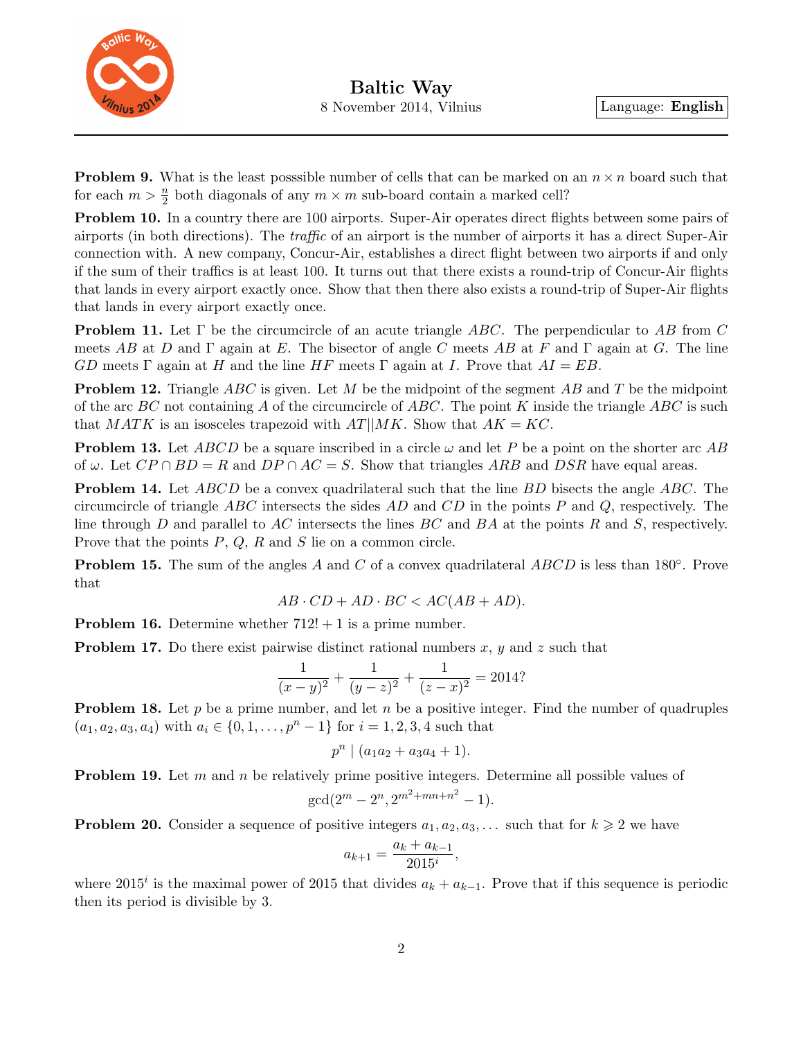**Problem 9.** What is the least posssible number of cells that can be marked on an $n \times n$ board such that for each $m > \frac{n}{2}$ both diagonals of any $m \times m$ sub-board contain a marked cell?

**Problem 10.** In a country there are 100 airports. Super-Air operates direct flights between some pairs of airports (in both directions). The *traffic* of an airport is the number of airports it has a direct Super-Air connection with. A new company, Concur-Air, establishes a direct flight between two airports if and only if the sum of their traffics is at least 100. It turns out that there exists a round-trip of Concur-Air flights that lands in every airport exactly once. Show that then there also exists a round-trip of Super-Air flights that lands in every airport exactly once.

**Problem 11.** Let $\Gamma$ be the circumcircle of an acute triangle $ABC$. The perpendicular to $AB$ from $C$ meets $AB$ at $D$ and $\Gamma$ again at $E$. The bisector of angle $C$ meets $AB$ at $F$ and $\Gamma$ again at $G$. The line $GD$ meets $\Gamma$ again at $H$ and the line $HF$ meets $\Gamma$ again at $I$. Prove that $AI = EB$.

**Problem 12.** Triangle $ABC$ is given. Let $M$ be the midpoint of the segment $AB$ and $T$ be the midpoint of the arc $BC$ not containing $A$ of the circumcircle of $ABC$. The point $K$ inside the triangle $ABC$ is such that $MATK$ is an isosceles trapezoid with $AT||MK$. Show that $AK = KC$.

**Problem 13.** Let $ABCD$ be a square inscribed in a circle $\omega$ and let $P$ be a point on the shorter arc $AB$ of $\omega$. Let $CP \cap BD = R$ and $DP \cap AC = S$. Show that triangles $ARB$ and $DSR$ have equal areas.

**Problem 14.** Let $ABCD$ be a convex quadrilateral such that the line $BD$ bisects the angle $ABC$. The circumcircle of triangle $ABC$ intersects the sides $AD$ and $CD$ in the points $P$ and $Q$, respectively. The line through $D$ and parallel to $AC$ intersects the lines $BC$ and $BA$ at the points $R$ and $S$, respectively. Prove that the points $P$, $Q$, $R$ and $S$ lie on a common circle.

**Problem 15.** The sum of the angles $A$ and $C$ of a convex quadrilateral $ABCD$ is less than $180°$. Prove that

$$AB \cdot CD + AD \cdot BC < AC(AB + AD).$$

**Problem 16.** Determine whether $712! + 1$ is a prime number.

**Problem 17.** Do there exist pairwise distinct rational numbers $x$, $y$ and $z$ such that

$$\frac{1}{(x-y)^2} + \frac{1}{(y-z)^2} + \frac{1}{(z-x)^2} = 2014?$$

**Problem 18.** Let $p$ be a prime number, and let $n$ be a positive integer. Find the number of quadruples $(a_1, a_2, a_3, a_4)$ with $a_i \in \{0, 1, \ldots, p^n - 1\}$ for $i = 1, 2, 3, 4$ such that

$$p^n \mid (a_1a_2 + a_3a_4 + 1).$$

**Problem 19.** Let $m$ and $n$ be relatively prime positive integers. Determine all possible values of

$$\gcd(2^m - 2^n, 2^{m^2+mn+n^2} - 1).$$

**Problem 20.** Consider a sequence of positive integers $a_1, a_2, a_3, \ldots$ such that for $k \geqslant 2$ we have

$$a_{k+1} = \frac{a_k + a_{k-1}}{2015^i},$$

where $2015^i$ is the maximal power of 2015 that divides $a_k + a_{k-1}$. Prove that if this sequence is periodic then its period is divisible by 3.